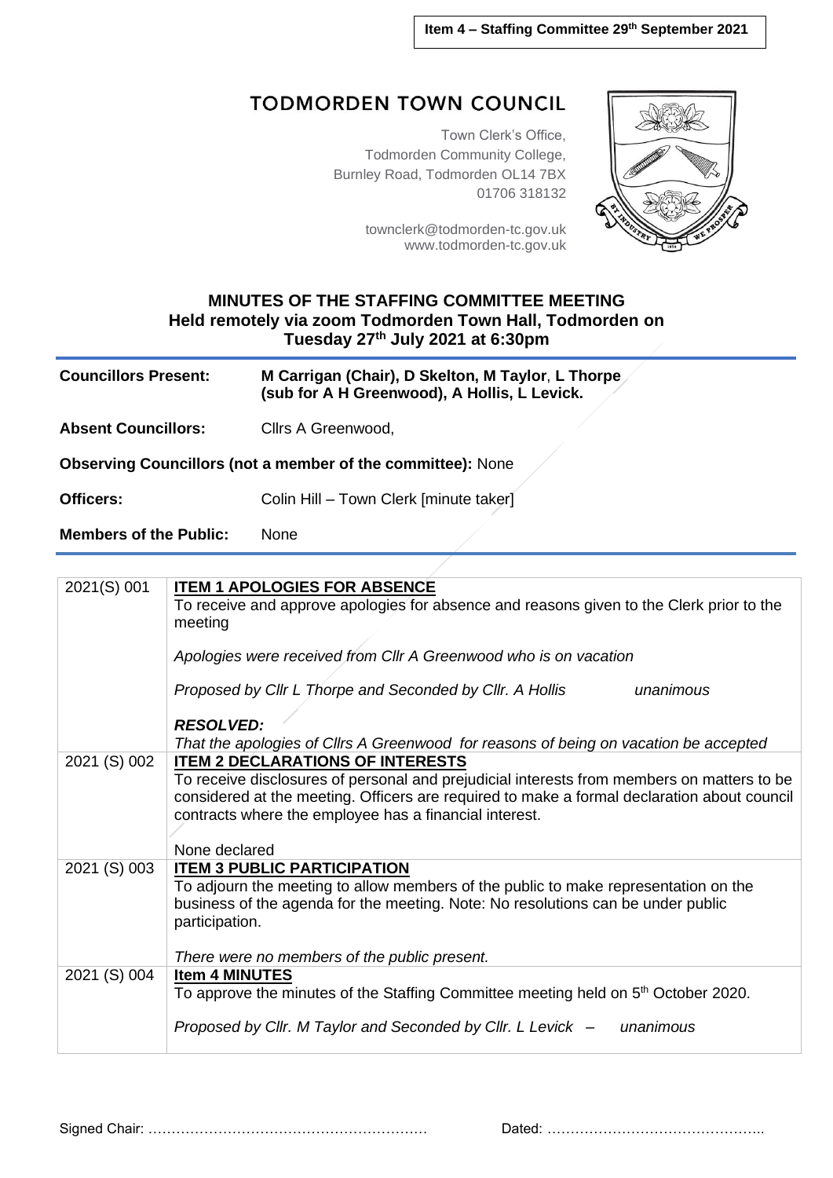**Item 4 – Staffing Committee 29th September 2021**

# TODMORDEN TOWN COUNCIL

Town Clerk's Office,
Todmorden Community College,
Burnley Road, Todmorden OL14 7BX
01706 318132

townclerk@todmorden-tc.gov.uk
www.todmorden-tc.gov.uk

## MINUTES OF THE STAFFING COMMITTEE MEETING
## Held remotely via zoom Todmorden Town Hall, Todmorden on Tuesday 27th July 2021 at 6:30pm

**Councillors Present:** **M Carrigan (Chair), D Skelton, M Taylor, L Thorpe (sub for A H Greenwood), A Hollis, L Levick.**

**Absent Councillors:** Cllrs A Greenwood,

**Observing Councillors (not a member of the committee):** None

**Officers:** Colin Hill – Town Clerk [minute taker]

**Members of the Public:** None

| | |
|---|---|
| 2021(S) 001 | **ITEM 1 APOLOGIES FOR ABSENCE**<br>To receive and approve apologies for absence and reasons given to the Clerk prior to the meeting<br><br>*Apologies were received from Cllr A Greenwood who is on vacation*<br><br>*Proposed by Cllr L Thorpe and Seconded by Cllr. A Hollis unanimous*<br><br>***RESOLVED:***<br>*That the apologies of Cllrs A Greenwood for reasons of being on vacation be accepted* |
| 2021 (S) 002 | **ITEM 2 DECLARATIONS OF INTERESTS**<br>To receive disclosures of personal and prejudicial interests from members on matters to be considered at the meeting. Officers are required to make a formal declaration about council contracts where the employee has a financial interest.<br><br>None declared |
| 2021 (S) 003 | **ITEM 3 PUBLIC PARTICIPATION**<br>To adjourn the meeting to allow members of the public to make representation on the business of the agenda for the meeting. Note: No resolutions can be under public participation.<br><br>*There were no members of the public present.* |
| 2021 (S) 004 | **Item 4 MINUTES**<br>To approve the minutes of the Staffing Committee meeting held on 5th October 2020.<br><br>*Proposed by Cllr. M Taylor and Seconded by Cllr. L Levick – unanimous* |

Signed Chair: …………………………………………………… Dated: ………………………………………..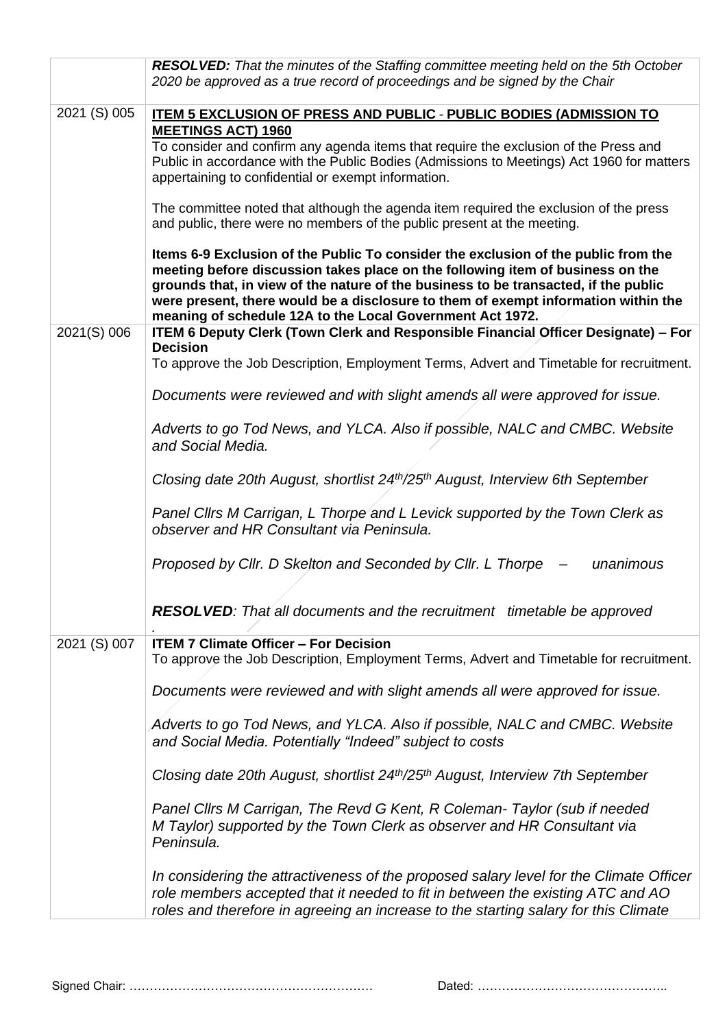| | |
|---|---|
| | ***RESOLVED:*** *That the minutes of the Staffing committee meeting held on the 5th October 2020 be approved as a true record of proceedings and be signed by the Chair* |
| 2021 (S) 005 | **ITEM 5 EXCLUSION OF PRESS AND PUBLIC - PUBLIC BODIES (ADMISSION TO MEETINGS ACT) 1960**<br>To consider and confirm any agenda items that require the exclusion of the Press and Public in accordance with the Public Bodies (Admissions to Meetings) Act 1960 for matters appertaining to confidential or exempt information.<br><br>The committee noted that although the agenda item required the exclusion of the press and public, there were no members of the public present at the meeting.<br><br>**Items 6-9 Exclusion of the Public To consider the exclusion of the public from the meeting before discussion takes place on the following item of business on the grounds that, in view of the nature of the business to be transacted, if the public were present, there would be a disclosure to them of exempt information within the meaning of schedule 12A to the Local Government Act 1972.** |
| 2021(S) 006 | **ITEM 6 Deputy Clerk (Town Clerk and Responsible Financial Officer Designate) – For Decision**<br>To approve the Job Description, Employment Terms, Advert and Timetable for recruitment.<br><br>*Documents were reviewed and with slight amends all were approved for issue.*<br><br>*Adverts to go Tod News, and YLCA. Also if possible, NALC and CMBC. Website and Social Media.*<br><br>*Closing date 20th August, shortlist 24th/25th August, Interview 6th September*<br><br>*Panel Cllrs M Carrigan, L Thorpe and L Levick supported by the Town Clerk as observer and HR Consultant via Peninsula.*<br><br>*Proposed by Cllr. D Skelton and Seconded by Cllr. L Thorpe – unanimous*<br><br>***RESOLVED****: That all documents and the recruitment timetable be approved* |
| 2021 (S) 007 | **ITEM 7 Climate Officer – For Decision**<br>To approve the Job Description, Employment Terms, Advert and Timetable for recruitment.<br><br>*Documents were reviewed and with slight amends all were approved for issue.*<br><br>*Adverts to go Tod News, and YLCA. Also if possible, NALC and CMBC. Website and Social Media. Potentially "Indeed" subject to costs*<br><br>*Closing date 20th August, shortlist 24th/25th August, Interview 7th September*<br><br>*Panel Cllrs M Carrigan, The Revd G Kent, R Coleman- Taylor (sub if needed M Taylor) supported by the Town Clerk as observer and HR Consultant via Peninsula.*<br><br>*In considering the attractiveness of the proposed salary level for the Climate Officer role members accepted that it needed to fit in between the existing ATC and AO roles and therefore in agreeing an increase to the starting salary for this Climate* |

Signed Chair: …………………………………………………… Dated: ………………………………………..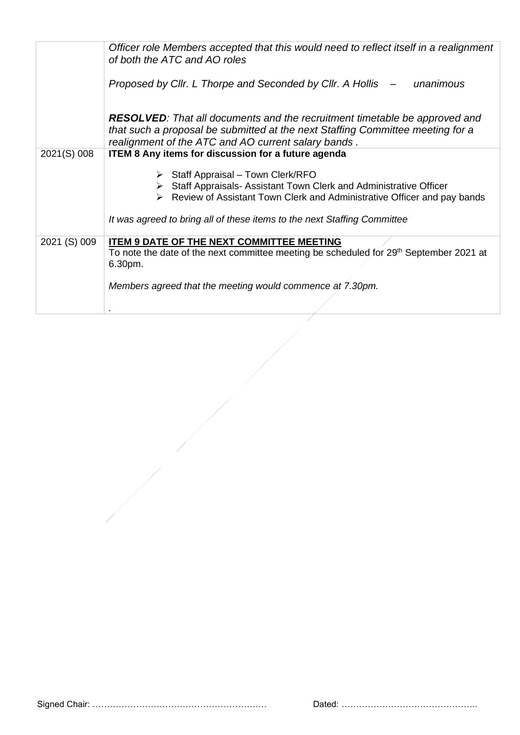| | |
|---|---|
| | *Officer role Members accepted that this would need to reflect itself in a realignment of both the ATC and AO roles*<br><br>*Proposed by Cllr. L Thorpe and Seconded by Cllr. A Hollis – unanimous*<br><br>***RESOLVED**: That all documents and the recruitment timetable be approved and that such a proposal be submitted at the next Staffing Committee meeting for a realignment of the ATC and AO current salary bands .* |
| 2021(S) 008 | **ITEM 8 Any items for discussion for a future agenda**<br><br>➢ Staff Appraisal – Town Clerk/RFO<br>➢ Staff Appraisals- Assistant Town Clerk and Administrative Officer<br>➢ Review of Assistant Town Clerk and Administrative Officer and pay bands<br><br>*It was agreed to bring all of these items to the next Staffing Committee* |
| 2021 (S) 009 | **ITEM 9 DATE OF THE NEXT COMMITTEE MEETING**<br>To note the date of the next committee meeting be scheduled for 29th September 2021 at 6.30pm.<br><br>*Members agreed that the meeting would commence at 7.30pm.*<br><br>. |

Signed Chair: …………………………………………………… Dated: ………………………………………..